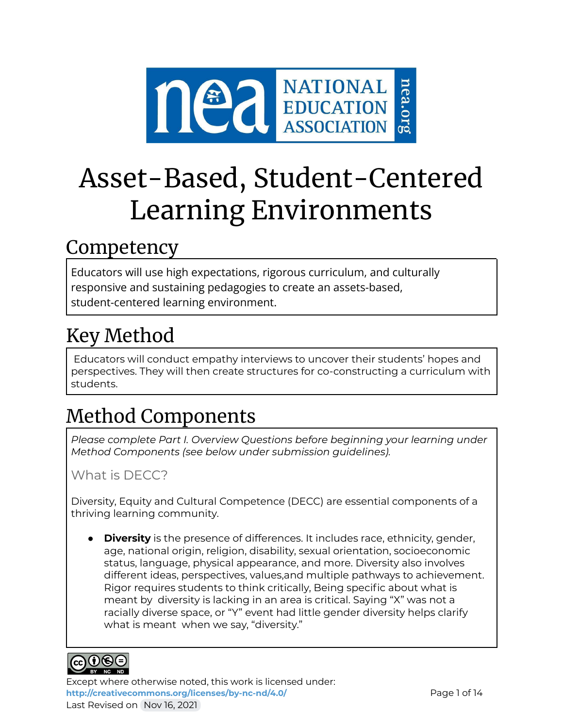# Asset-Based, Student-Centered Learning Environments

## Competency

Educators will use high expectations, rigorous curriculum, and culturally responsive and sustaining pedagogies to create an assets-based, student-centered learning environment.

## Key Method

Educators will conduct empathy interviews to uncover their students' hopes and perspectives. They will then create structures for co-constructing a curriculum with students.

## Method Components

*Please complete Part I. Overview Questions before beginning your learning under Method Components (see below under submission guidelines).*

### What is DECC?

Diversity, Equity and Cultural Competence (DECC) are essential components of a thriving learning community.

- **Diversity** is the presence of differences. It includes race, ethnicity, gender, age, national origin, religion, disability, sexual orientation, socioeconomic status, language, physical appearance, and more. Diversity also involves different ideas, perspectives, values,and multiple pathways to achievement. Rigor requires students to think critically, Being specific about what is meant by diversity is lacking in an area is critical. Saying "X" was not a racially diverse space, or "Y" event had little gender diversity helps clarify what is meant when we say, "diversity."

Except where otherwise noted, this work is licensed under:
http://creativecommons.org/licenses/by-nc-nd/4.0/
Last Revised on Nov 16, 2021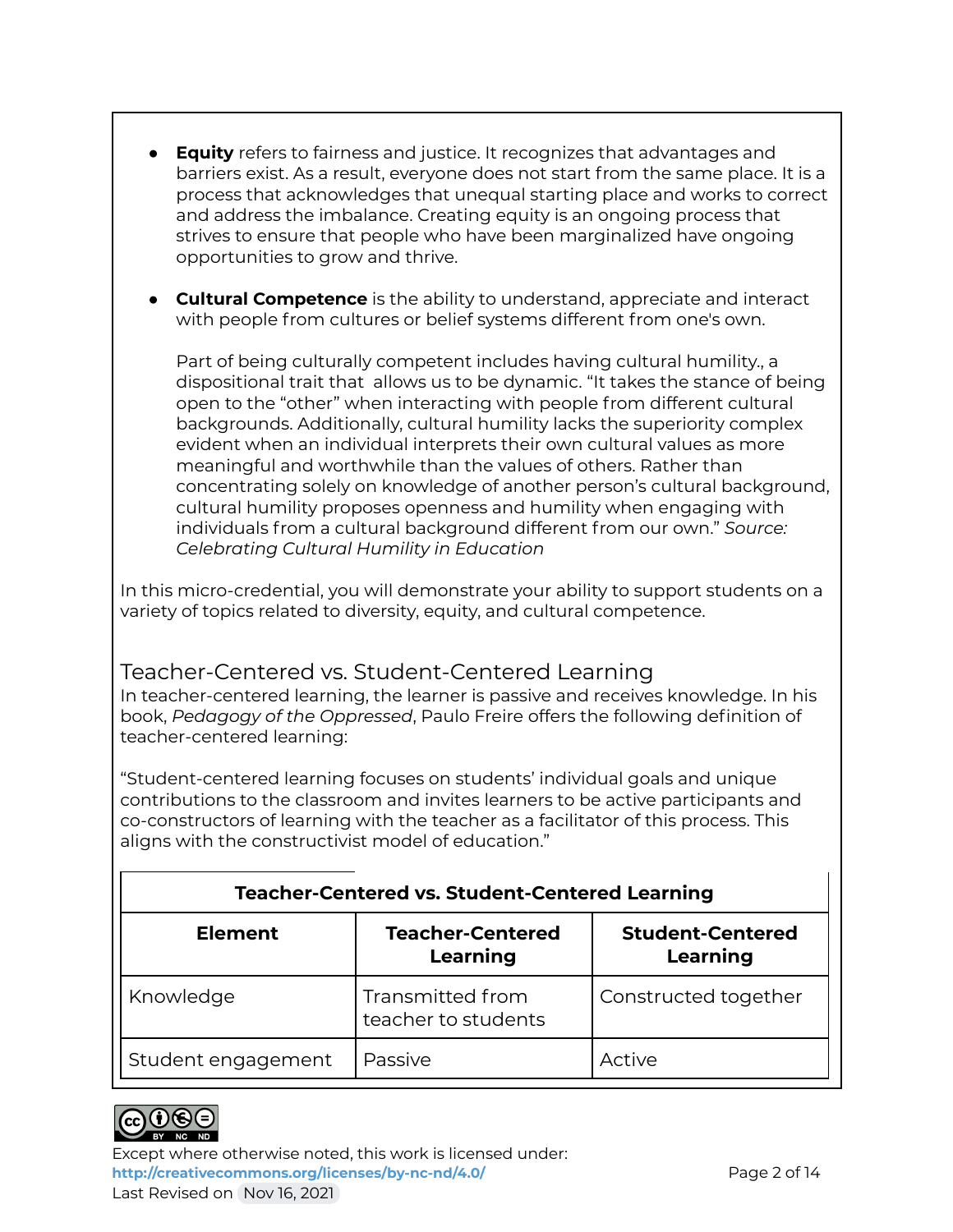- **Equity** refers to fairness and justice. It recognizes that advantages and barriers exist. As a result, everyone does not start from the same place. It is a process that acknowledges that unequal starting place and works to correct and address the imbalance. Creating equity is an ongoing process that strives to ensure that people who have been marginalized have ongoing opportunities to grow and thrive.

- **Cultural Competence** is the ability to understand, appreciate and interact with people from cultures or belief systems different from one's own.

  Part of being culturally competent includes having cultural humility., a dispositional trait that allows us to be dynamic. "It takes the stance of being open to the "other" when interacting with people from different cultural backgrounds. Additionally, cultural humility lacks the superiority complex evident when an individual interprets their own cultural values as more meaningful and worthwhile than the values of others. Rather than concentrating solely on knowledge of another person's cultural background, cultural humility proposes openness and humility when engaging with individuals from a cultural background different from our own." *Source: Celebrating Cultural Humility in Education*

In this micro-credential, you will demonstrate your ability to support students on a variety of topics related to diversity, equity, and cultural competence.

## Teacher-Centered vs. Student-Centered Learning

In teacher-centered learning, the learner is passive and receives knowledge. In his book, *Pedagogy of the Oppressed*, Paulo Freire offers the following definition of teacher-centered learning:

"Student-centered learning focuses on students' individual goals and unique contributions to the classroom and invites learners to be active participants and co-constructors of learning with the teacher as a facilitator of this process. This aligns with the constructivist model of education."

| **Teacher-Centered vs. Student-Centered Learning** | | |
|---|---|---|
| **Element** | **Teacher-Centered Learning** | **Student-Centered Learning** |
| Knowledge | Transmitted from teacher to students | Constructed together |
| Student engagement | Passive | Active |

Except where otherwise noted, this work is licensed under: http://creativecommons.org/licenses/by-nc-nd/4.0/
Last Revised on Nov 16, 2021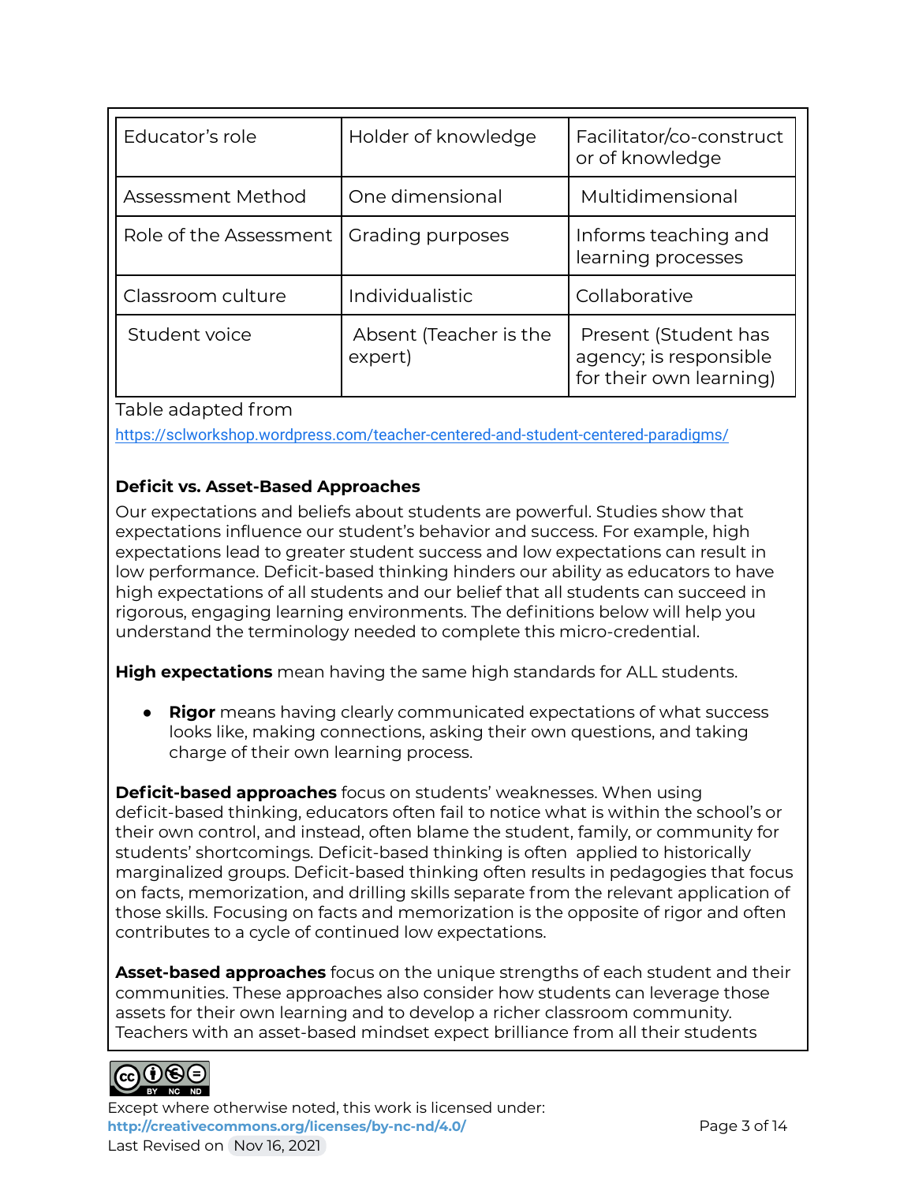| Educator's role | Holder of knowledge | Facilitator/co-constructor of knowledge |
|---|---|---|
| Assessment Method | One dimensional | Multidimensional |
| Role of the Assessment | Grading purposes | Informs teaching and learning processes |
| Classroom culture | Individualistic | Collaborative |
| Student voice | Absent (Teacher is the expert) | Present (Student has agency; is responsible for their own learning) |

Table adapted from
https://sclworkshop.wordpress.com/teacher-centered-and-student-centered-paradigms/

**Deficit vs. Asset-Based Approaches**

Our expectations and beliefs about students are powerful. Studies show that expectations influence our student's behavior and success. For example, high expectations lead to greater student success and low expectations can result in low performance. Deficit-based thinking hinders our ability as educators to have high expectations of all students and our belief that all students can succeed in rigorous, engaging learning environments. The definitions below will help you understand the terminology needed to complete this micro-credential.

**High expectations** mean having the same high standards for ALL students.

- **Rigor** means having clearly communicated expectations of what success looks like, making connections, asking their own questions, and taking charge of their own learning process.

**Deficit-based approaches** focus on students' weaknesses. When using deficit-based thinking, educators often fail to notice what is within the school's or their own control, and instead, often blame the student, family, or community for students' shortcomings. Deficit-based thinking is often applied to historically marginalized groups. Deficit-based thinking often results in pedagogies that focus on facts, memorization, and drilling skills separate from the relevant application of those skills. Focusing on facts and memorization is the opposite of rigor and often contributes to a cycle of continued low expectations.

**Asset-based approaches** focus on the unique strengths of each student and their communities. These approaches also consider how students can leverage those assets for their own learning and to develop a richer classroom community. Teachers with an asset-based mindset expect brilliance from all their students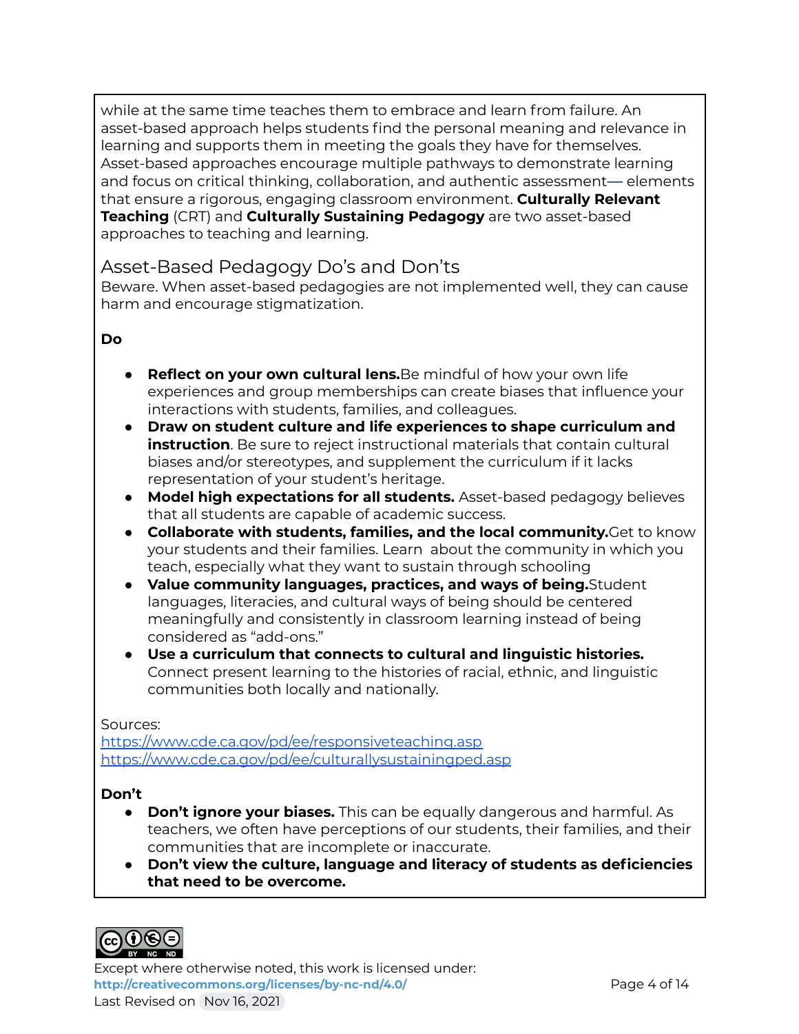while at the same time teaches them to embrace and learn from failure. An asset-based approach helps students find the personal meaning and relevance in learning and supports them in meeting the goals they have for themselves. Asset-based approaches encourage multiple pathways to demonstrate learning and focus on critical thinking, collaboration, and authentic assessment— elements that ensure a rigorous, engaging classroom environment. **Culturally Relevant Teaching** (CRT) and **Culturally Sustaining Pedagogy** are two asset-based approaches to teaching and learning.

## Asset-Based Pedagogy Do's and Don'ts

Beware. When asset-based pedagogies are not implemented well, they can cause harm and encourage stigmatization.

**Do**

- **Reflect on your own cultural lens.** Be mindful of how your own life experiences and group memberships can create biases that influence your interactions with students, families, and colleagues.
- **Draw on student culture and life experiences to shape curriculum and instruction**. Be sure to reject instructional materials that contain cultural biases and/or stereotypes, and supplement the curriculum if it lacks representation of your student's heritage.
- **Model high expectations for all students.** Asset-based pedagogy believes that all students are capable of academic success.
- **Collaborate with students, families, and the local community.** Get to know your students and their families. Learn about the community in which you teach, especially what they want to sustain through schooling
- **Value community languages, practices, and ways of being.** Student languages, literacies, and cultural ways of being should be centered meaningfully and consistently in classroom learning instead of being considered as "add-ons."
- **Use a curriculum that connects to cultural and linguistic histories.** Connect present learning to the histories of racial, ethnic, and linguistic communities both locally and nationally.

Sources:
https://www.cde.ca.gov/pd/ee/responsiveteaching.asp
https://www.cde.ca.gov/pd/ee/culturallysustainingped.asp

**Don't**

- **Don't ignore your biases.** This can be equally dangerous and harmful. As teachers, we often have perceptions of our students, their families, and their communities that are incomplete or inaccurate.
- **Don't view the culture, language and literacy of students as deficiencies that need to be overcome.**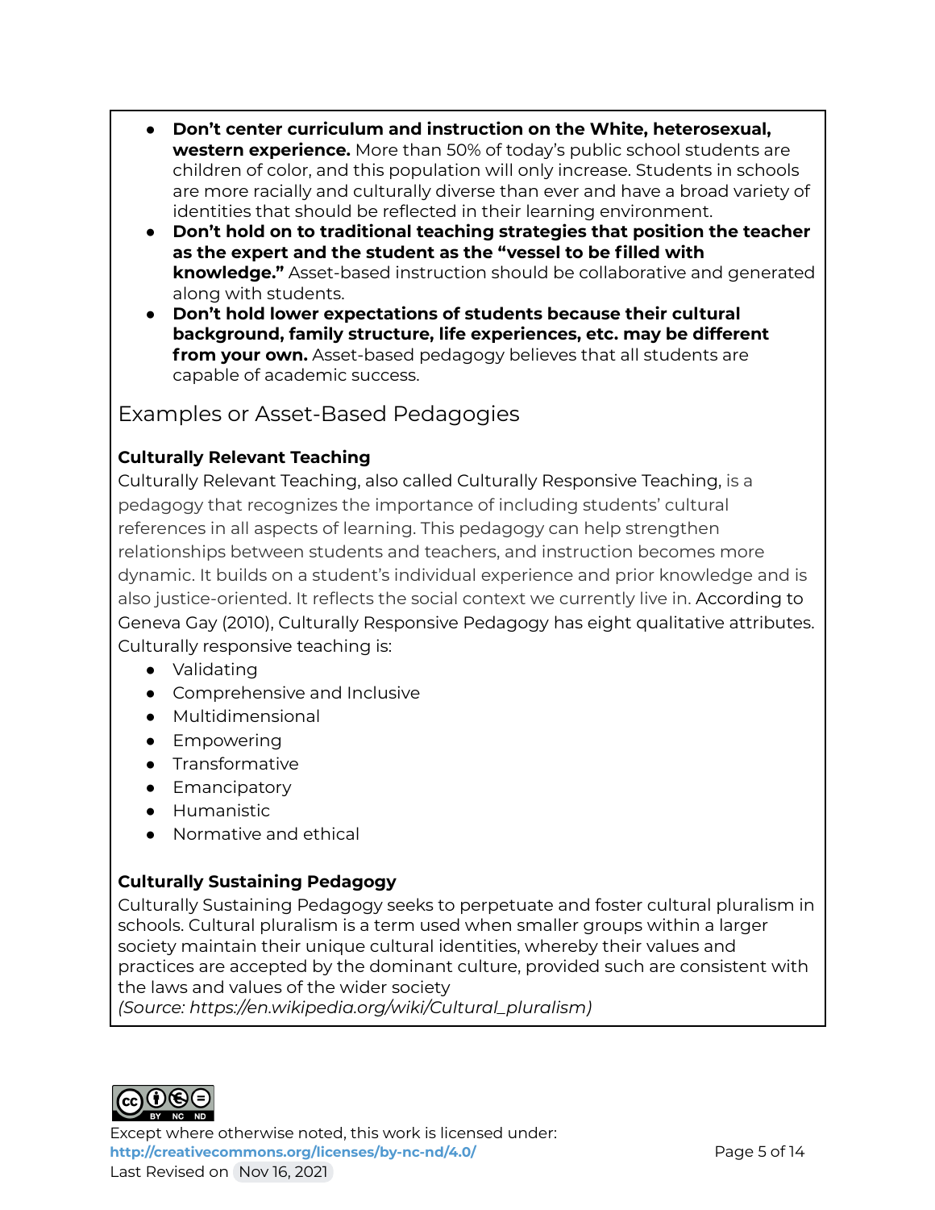- **Don't center curriculum and instruction on the White, heterosexual, western experience.** More than 50% of today's public school students are children of color, and this population will only increase. Students in schools are more racially and culturally diverse than ever and have a broad variety of identities that should be reflected in their learning environment.
- **Don't hold on to traditional teaching strategies that position the teacher as the expert and the student as the "vessel to be filled with knowledge."** Asset-based instruction should be collaborative and generated along with students.
- **Don't hold lower expectations of students because their cultural background, family structure, life experiences, etc. may be different from your own.** Asset-based pedagogy believes that all students are capable of academic success.

## Examples or Asset-Based Pedagogies

**Culturally Relevant Teaching**

Culturally Relevant Teaching, also called Culturally Responsive Teaching, is a pedagogy that recognizes the importance of including students' cultural references in all aspects of learning. This pedagogy can help strengthen relationships between students and teachers, and instruction becomes more dynamic. It builds on a student's individual experience and prior knowledge and is also justice-oriented. It reflects the social context we currently live in. According to Geneva Gay (2010), Culturally Responsive Pedagogy has eight qualitative attributes. Culturally responsive teaching is:

- Validating
- Comprehensive and Inclusive
- Multidimensional
- Empowering
- Transformative
- Emancipatory
- Humanistic
- Normative and ethical

**Culturally Sustaining Pedagogy**

Culturally Sustaining Pedagogy seeks to perpetuate and foster cultural pluralism in schools. Cultural pluralism is a term used when smaller groups within a larger society maintain their unique cultural identities, whereby their values and practices are accepted by the dominant culture, provided such are consistent with the laws and values of the wider society

*(Source: https://en.wikipedia.org/wiki/Cultural_pluralism)*

Except where otherwise noted, this work is licensed under: **http://creativecommons.org/licenses/by-nc-nd/4.0/**

Last Revised on Nov 16, 2021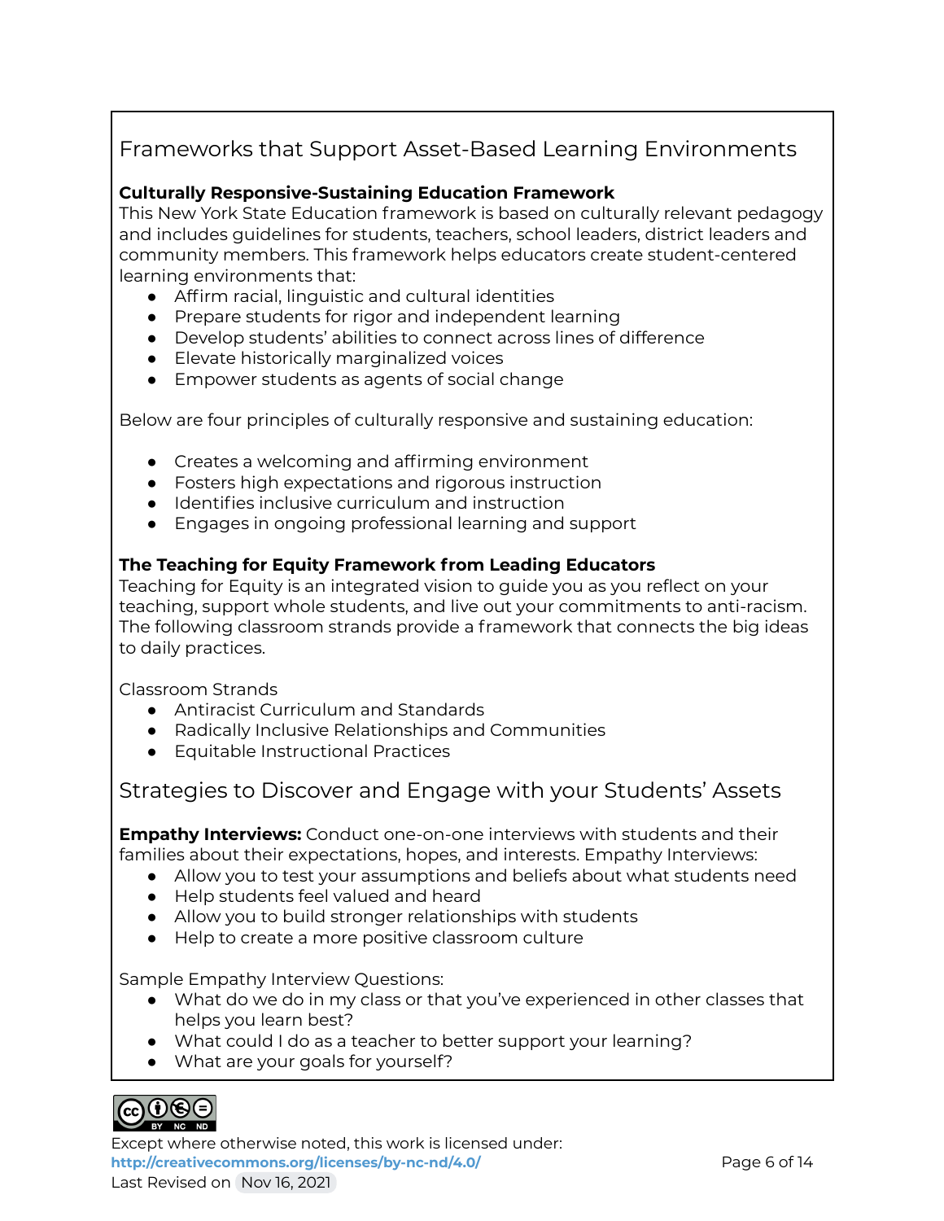## Frameworks that Support Asset-Based Learning Environments

**Culturally Responsive-Sustaining Education Framework**
This New York State Education framework is based on culturally relevant pedagogy and includes guidelines for students, teachers, school leaders, district leaders and community members. This framework helps educators create student-centered learning environments that:

- Affirm racial, linguistic and cultural identities
- Prepare students for rigor and independent learning
- Develop students' abilities to connect across lines of difference
- Elevate historically marginalized voices
- Empower students as agents of social change

Below are four principles of culturally responsive and sustaining education:

- Creates a welcoming and affirming environment
- Fosters high expectations and rigorous instruction
- Identifies inclusive curriculum and instruction
- Engages in ongoing professional learning and support

**The Teaching for Equity Framework from Leading Educators**
Teaching for Equity is an integrated vision to guide you as you reflect on your teaching, support whole students, and live out your commitments to anti-racism. The following classroom strands provide a framework that connects the big ideas to daily practices.

Classroom Strands

- Antiracist Curriculum and Standards
- Radically Inclusive Relationships and Communities
- Equitable Instructional Practices

## Strategies to Discover and Engage with your Students' Assets

**Empathy Interviews:** Conduct one-on-one interviews with students and their families about their expectations, hopes, and interests. Empathy Interviews:

- Allow you to test your assumptions and beliefs about what students need
- Help students feel valued and heard
- Allow you to build stronger relationships with students
- Help to create a more positive classroom culture

Sample Empathy Interview Questions:

- What do we do in my class or that you've experienced in other classes that helps you learn best?
- What could I do as a teacher to better support your learning?
- What are your goals for yourself?

Except where otherwise noted, this work is licensed under:
http://creativecommons.org/licenses/by-nc-nd/4.0/
Last Revised on Nov 16, 2021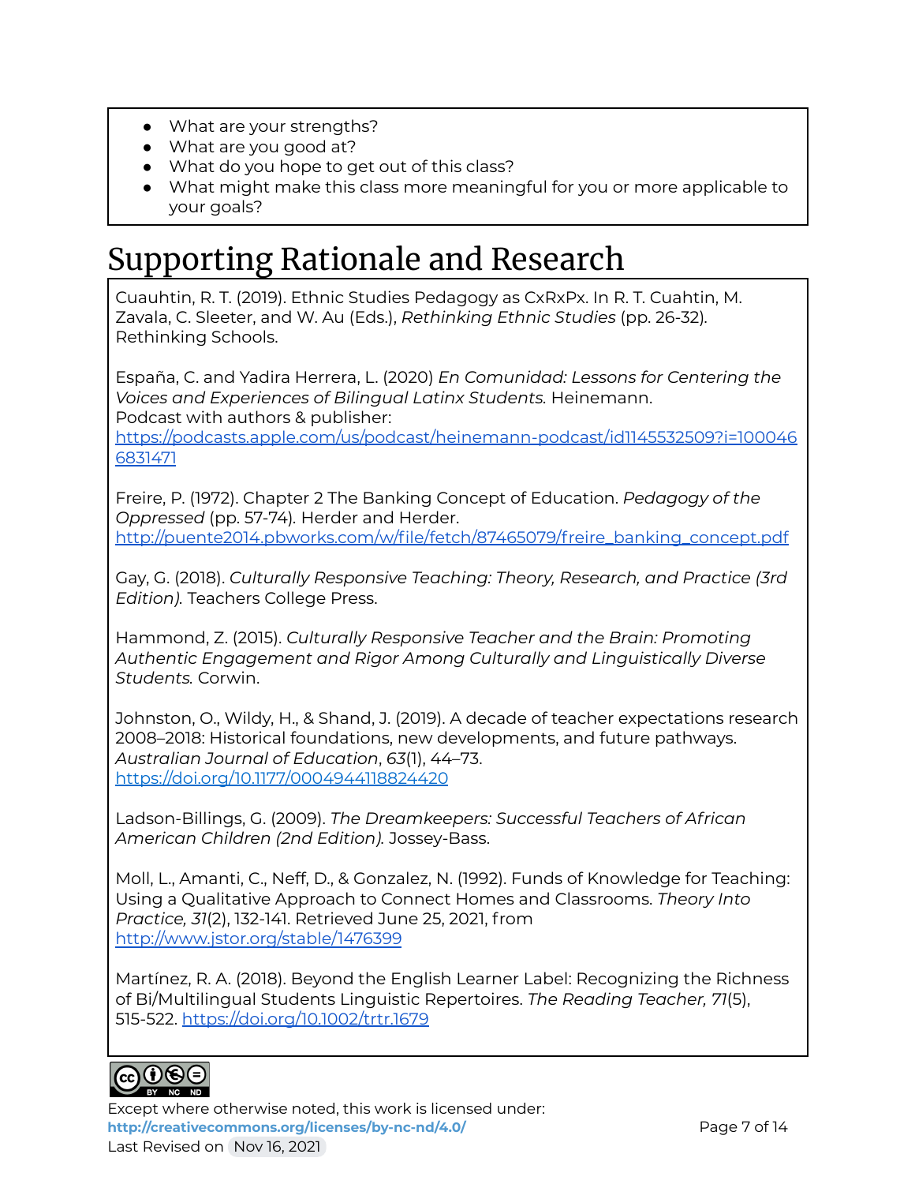- What are your strengths?
- What are you good at?
- What do you hope to get out of this class?
- What might make this class more meaningful for you or more applicable to your goals?

# Supporting Rationale and Research

Cuauhtin, R. T. (2019). Ethnic Studies Pedagogy as CxRxPx. In R. T. Cuahtin, M. Zavala, C. Sleeter, and W. Au (Eds.), *Rethinking Ethnic Studies* (pp. 26-32). Rethinking Schools.

España, C. and Yadira Herrera, L. (2020) *En Comunidad: Lessons for Centering the Voices and Experiences of Bilingual Latinx Students.* Heinemann.
Podcast with authors & publisher:
https://podcasts.apple.com/us/podcast/heinemann-podcast/id1145532509?i=1000466831471

Freire, P. (1972). Chapter 2 The Banking Concept of Education. *Pedagogy of the Oppressed* (pp. 57-74). Herder and Herder.
http://puente2014.pbworks.com/w/file/fetch/87465079/freire_banking_concept.pdf

Gay, G. (2018). *Culturally Responsive Teaching: Theory, Research, and Practice (3rd Edition).* Teachers College Press.

Hammond, Z. (2015). *Culturally Responsive Teacher and the Brain: Promoting Authentic Engagement and Rigor Among Culturally and Linguistically Diverse Students.* Corwin.

Johnston, O., Wildy, H., & Shand, J. (2019). A decade of teacher expectations research 2008–2018: Historical foundations, new developments, and future pathways. *Australian Journal of Education*, *63*(1), 44–73. https://doi.org/10.1177/0004944118824420

Ladson-Billings, G. (2009). *The Dreamkeepers: Successful Teachers of African American Children (2nd Edition).* Jossey-Bass.

Moll, L., Amanti, C., Neff, D., & Gonzalez, N. (1992). Funds of Knowledge for Teaching: Using a Qualitative Approach to Connect Homes and Classrooms. *Theory Into Practice, 31*(2), 132-141. Retrieved June 25, 2021, from http://www.jstor.org/stable/1476399

Martínez, R. A. (2018). Beyond the English Learner Label: Recognizing the Richness of Bi/Multilingual Students Linguistic Repertoires. *The Reading Teacher, 71*(5), 515-522. https://doi.org/10.1002/trtr.1679

Except where otherwise noted, this work is licensed under:
**http://creativecommons.org/licenses/by-nc-nd/4.0/**
Last Revised on Nov 16, 2021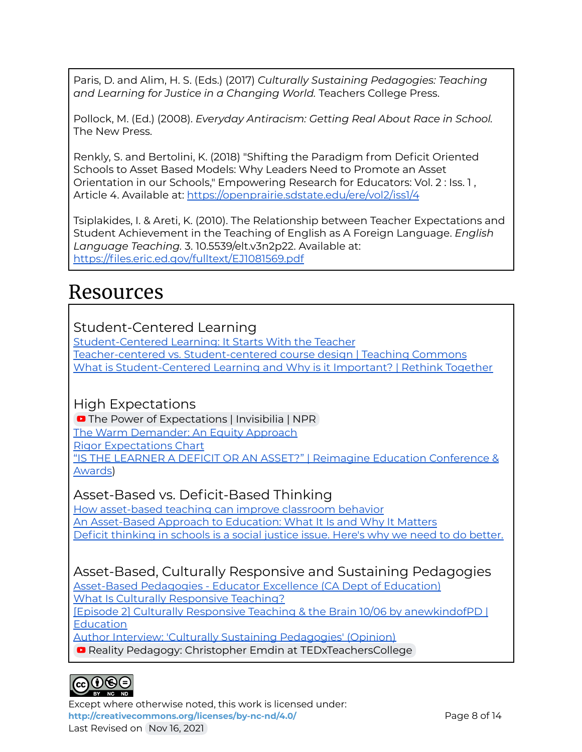Paris, D. and Alim, H. S. (Eds.) (2017) *Culturally Sustaining Pedagogies: Teaching and Learning for Justice in a Changing World.* Teachers College Press.

Pollock, M. (Ed.) (2008). *Everyday Antiracism: Getting Real About Race in School.* The New Press.

Renkly, S. and Bertolini, K. (2018) "Shifting the Paradigm from Deficit Oriented Schools to Asset Based Models: Why Leaders Need to Promote an Asset Orientation in our Schools," Empowering Research for Educators: Vol. 2 : Iss. 1 , Article 4. Available at: https://openprairie.sdstate.edu/ere/vol2/iss1/4

Tsiplakides, I. & Areti, K. (2010). The Relationship between Teacher Expectations and Student Achievement in the Teaching of English as A Foreign Language. *English Language Teaching*. 3. 10.5539/elt.v3n2p22. Available at: https://files.eric.ed.gov/fulltext/EJ1081569.pdf

# Resources

## Student-Centered Learning

Student-Centered Learning: It Starts With the Teacher
Teacher-centered vs. Student-centered course design | Teaching Commons
What is Student-Centered Learning and Why is it Important? | Rethink Together

## High Expectations

The Power of Expectations | Invisibilia | NPR
The Warm Demander: An Equity Approach
Rigor Expectations Chart
"IS THE LEARNER A DEFICIT OR AN ASSET?" | Reimagine Education Conference & Awards)

## Asset-Based vs. Deficit-Based Thinking

How asset-based teaching can improve classroom behavior
An Asset-Based Approach to Education: What It Is and Why It Matters
Deficit thinking in schools is a social justice issue. Here's why we need to do better.

## Asset-Based, Culturally Responsive and Sustaining Pedagogies

Asset-Based Pedagogies - Educator Excellence (CA Dept of Education)
What Is Culturally Responsive Teaching?
[Episode 2] Culturally Responsive Teaching & the Brain 10/06 by anewkindofPD | Education
Author Interview: 'Culturally Sustaining Pedagogies' (Opinion)
Reality Pedagogy: Christopher Emdin at TEDxTeachersCollege

Except where otherwise noted, this work is licensed under:
**http://creativecommons.org/licenses/by-nc-nd/4.0/**
Last Revised on Nov 16, 2021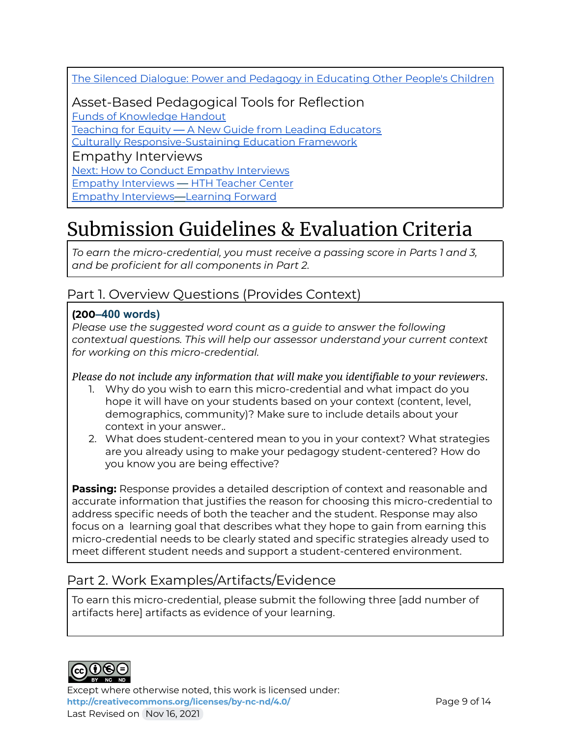The Silenced Dialogue: Power and Pedagogy in Educating Other People's Children

### Asset-Based Pedagogical Tools for Reflection

Funds of Knowledge Handout
Teaching for Equity — A New Guide from Leading Educators
Culturally Responsive-Sustaining Education Framework

### Empathy Interviews

Next: How to Conduct Empathy Interviews
Empathy Interviews — HTH Teacher Center
Empathy Interviews—Learning Forward

# Submission Guidelines & Evaluation Criteria

*To earn the micro-credential, you must receive a passing score in Parts 1 and 3, and be proficient for all components in Part 2.*

## Part 1. Overview Questions (Provides Context)

**(200–400 words)**
*Please use the suggested word count as a guide to answer the following contextual questions. This will help our assessor understand your current context for working on this micro-credential.*

*Please do not include any information that will make you identifiable to your reviewers.*

1. Why do you wish to earn this micro-credential and what impact do you hope it will have on your students based on your context (content, level, demographics, community)? Make sure to include details about your context in your answer..
2. What does student-centered mean to you in your context? What strategies are you already using to make your pedagogy student-centered? How do you know you are being effective?

**Passing:** Response provides a detailed description of context and reasonable and accurate information that justifies the reason for choosing this micro-credential to address specific needs of both the teacher and the student. Response may also focus on a learning goal that describes what they hope to gain from earning this micro-credential needs to be clearly stated and specific strategies already used to meet different student needs and support a student-centered environment.

## Part 2. Work Examples/Artifacts/Evidence

To earn this micro-credential, please submit the following three [add number of artifacts here] artifacts as evidence of your learning.

Except where otherwise noted, this work is licensed under:
http://creativecommons.org/licenses/by-nc-nd/4.0/
Last Revised on Nov 16, 2021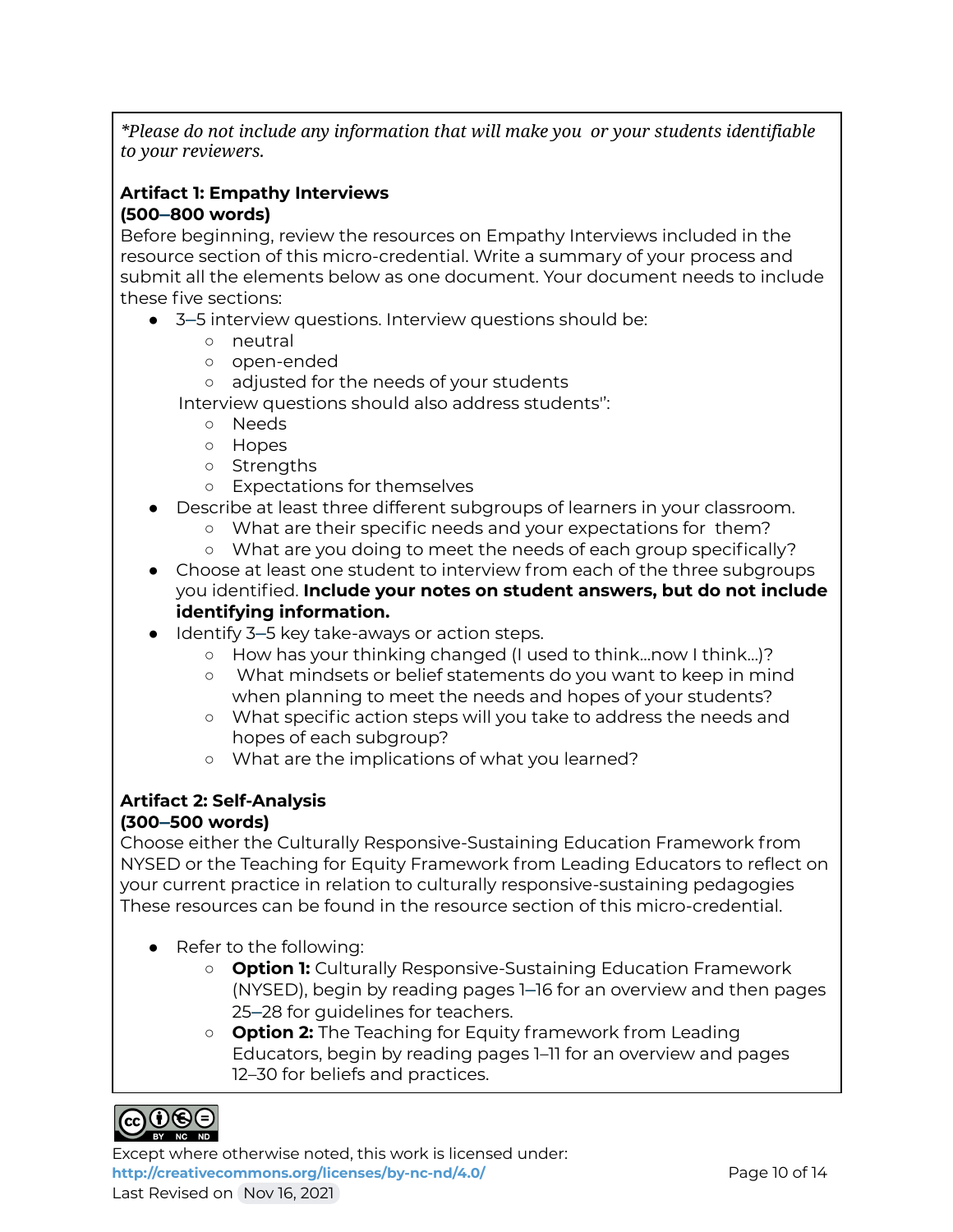*\*Please do not include any information that will make you or your students identifiable to your reviewers.*

**Artifact 1: Empathy Interviews**
**(500–800 words)**

Before beginning, review the resources on Empathy Interviews included in the resource section of this micro-credential. Write a summary of your process and submit all the elements below as one document. Your document needs to include these five sections:

- 3–5 interview questions. Interview questions should be:
  - neutral
  - open-ended
  - adjusted for the needs of your students

  Interview questions should also address students'':
  - Needs
  - Hopes
  - Strengths
  - Expectations for themselves
- Describe at least three different subgroups of learners in your classroom.
  - What are their specific needs and your expectations for them?
  - What are you doing to meet the needs of each group specifically?
- Choose at least one student to interview from each of the three subgroups you identified. **Include your notes on student answers, but do not include identifying information.**
- Identify 3–5 key take-aways or action steps.
  - How has your thinking changed (I used to think…now I think…)?
  - What mindsets or belief statements do you want to keep in mind when planning to meet the needs and hopes of your students?
  - What specific action steps will you take to address the needs and hopes of each subgroup?
  - What are the implications of what you learned?

**Artifact 2: Self-Analysis**
**(300–500 words)**

Choose either the Culturally Responsive-Sustaining Education Framework from NYSED or the Teaching for Equity Framework from Leading Educators to reflect on your current practice in relation to culturally responsive-sustaining pedagogies These resources can be found in the resource section of this micro-credential.

- Refer to the following:
  - **Option 1:** Culturally Responsive-Sustaining Education Framework (NYSED), begin by reading pages 1–16 for an overview and then pages 25–28 for guidelines for teachers.
  - **Option 2:** The Teaching for Equity framework from Leading Educators, begin by reading pages 1–11 for an overview and pages 12–30 for beliefs and practices.

Except where otherwise noted, this work is licensed under:
**http://creativecommons.org/licenses/by-nc-nd/4.0/**
Last Revised on Nov 16, 2021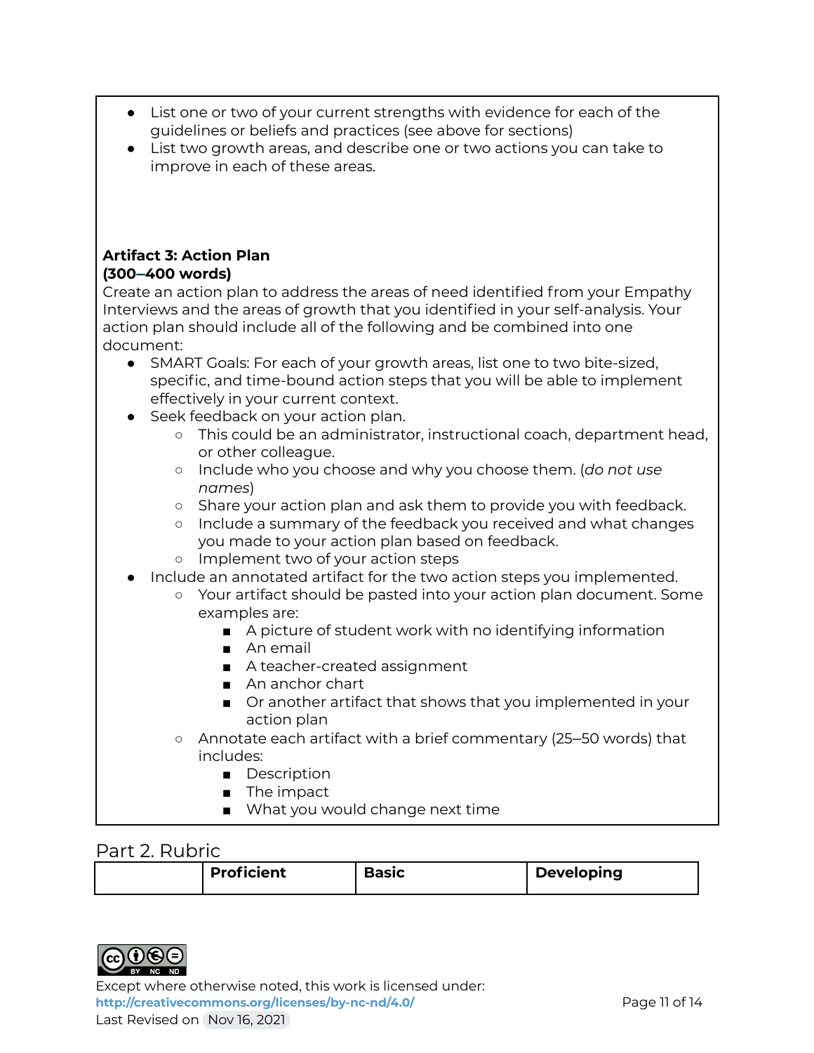- List one or two of your current strengths with evidence for each of the guidelines or beliefs and practices (see above for sections)
- List two growth areas, and describe one or two actions you can take to improve in each of these areas.

**Artifact 3: Action Plan**
**(300–400 words)**
Create an action plan to address the areas of need identified from your Empathy Interviews and the areas of growth that you identified in your self-analysis. Your action plan should include all of the following and be combined into one document:

- SMART Goals: For each of your growth areas, list one to two bite-sized, specific, and time-bound action steps that you will be able to implement effectively in your current context.
- Seek feedback on your action plan.
  - This could be an administrator, instructional coach, department head, or other colleague.
  - Include who you choose and why you choose them. (*do not use names*)
  - Share your action plan and ask them to provide you with feedback.
  - Include a summary of the feedback you received and what changes you made to your action plan based on feedback.
  - Implement two of your action steps
- Include an annotated artifact for the two action steps you implemented.
  - Your artifact should be pasted into your action plan document. Some examples are:
    - A picture of student work with no identifying information
    - An email
    - A teacher-created assignment
    - An anchor chart
    - Or another artifact that shows that you implemented in your action plan
  - Annotate each artifact with a brief commentary (25–50 words) that includes:
    - Description
    - The impact
    - What you would change next time

## Part 2. Rubric

| | **Proficient** | **Basic** | **Developing** |
|---|---|---|---|

Except where otherwise noted, this work is licensed under:
**http://creativecommons.org/licenses/by-nc-nd/4.0/**
Last Revised on Nov 16, 2021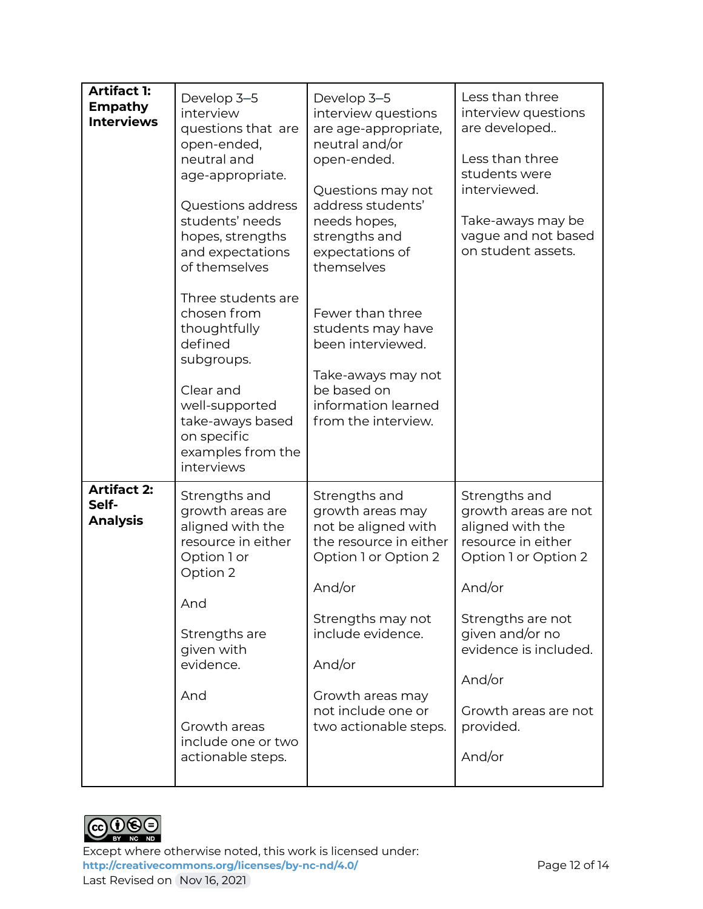| **Artifact 1: Empathy Interviews** | Develop 3–5 interview questions that are open-ended, neutral and age-appropriate.<br><br>Questions address students' needs hopes, strengths and expectations of themselves<br><br>Three students are chosen from thoughtfully defined subgroups.<br><br>Clear and well-supported take-aways based on specific examples from the interviews | Develop 3–5 interview questions are age-appropriate, neutral and/or open-ended.<br><br>Questions may not address students' needs hopes, strengths and expectations of themselves<br><br>Fewer than three students may have been interviewed.<br><br>Take-aways may not be based on information learned from the interview. | Less than three interview questions are developed..<br><br>Less than three students were interviewed.<br><br>Take-aways may be vague and not based on student assets. |
|---|---|---|---|
| **Artifact 2: Self-Analysis** | Strengths and growth areas are aligned with the resource in either Option 1 or Option 2<br><br>And<br><br>Strengths are given with evidence.<br><br>And<br><br>Growth areas include one or two actionable steps. | Strengths and growth areas may not be aligned with the resource in either Option 1 or Option 2<br><br>And/or<br><br>Strengths may not include evidence.<br><br>And/or<br><br>Growth areas may not include one or two actionable steps. | Strengths and growth areas are not aligned with the resource in either Option 1 or Option 2<br><br>And/or<br><br>Strengths are not given and/or no evidence is included.<br><br>And/or<br><br>Growth areas are not provided.<br><br>And/or |

Except where otherwise noted, this work is licensed under:
**http://creativecommons.org/licenses/by-nc-nd/4.0/**
Last Revised on Nov 16, 2021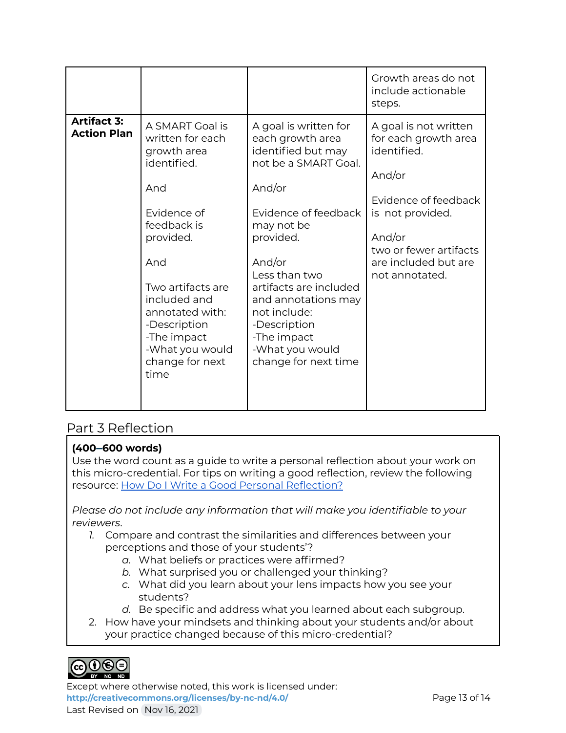| | | | |
|---|---|---|---|
| | | | Growth areas do not include actionable steps. |
| **Artifact 3: Action Plan** | A SMART Goal is written for each growth area identified.<br><br>And<br><br>Evidence of feedback is provided.<br><br>And<br><br>Two artifacts are included and annotated with:<br>-Description<br>-The impact<br>-What you would change for next time | A goal is written for each growth area identified but may not be a SMART Goal.<br><br>And/or<br><br>Evidence of feedback may not be provided.<br><br>And/or<br>Less than two artifacts are included and annotations may not include:<br>-Description<br>-The impact<br>-What you would change for next time | A goal is not written for each growth area identified.<br><br>And/or<br><br>Evidence of feedback is not provided.<br><br>And/or<br>two or fewer artifacts are included but are not annotated. |

## Part 3 Reflection

**(400–600 words)**
Use the word count as a guide to write a personal reflection about your work on this micro-credential. For tips on writing a good reflection, review the following resource: [How Do I Write a Good Personal Reflection?]()

*Please do not include any information that will make you identifiable to your reviewers.*

1. Compare and contrast the similarities and differences between your perceptions and those of your students'?
   a. What beliefs or practices were affirmed?
   b. What surprised you or challenged your thinking?
   c. What did you learn about your lens impacts how you see your students?
   d. Be specific and address what you learned about each subgroup.
2. How have your mindsets and thinking about your students and/or about your practice changed because of this micro-credential?

Except where otherwise noted, this work is licensed under:
**http://creativecommons.org/licenses/by-nc-nd/4.0/**
Last Revised on Nov 16, 2021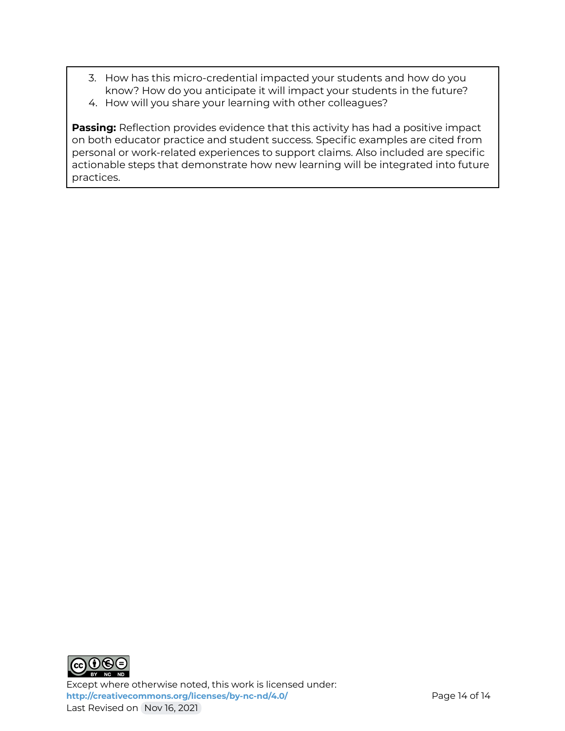3. How has this micro-credential impacted your students and how do you know? How do you anticipate it will impact your students in the future?
4. How will you share your learning with other colleagues?

**Passing:** Reflection provides evidence that this activity has had a positive impact on both educator practice and student success. Specific examples are cited from personal or work-related experiences to support claims. Also included are specific actionable steps that demonstrate how new learning will be integrated into future practices.

Except where otherwise noted, this work is licensed under:
**http://creativecommons.org/licenses/by-nc-nd/4.0/**
Last Revised on Nov 16, 2021